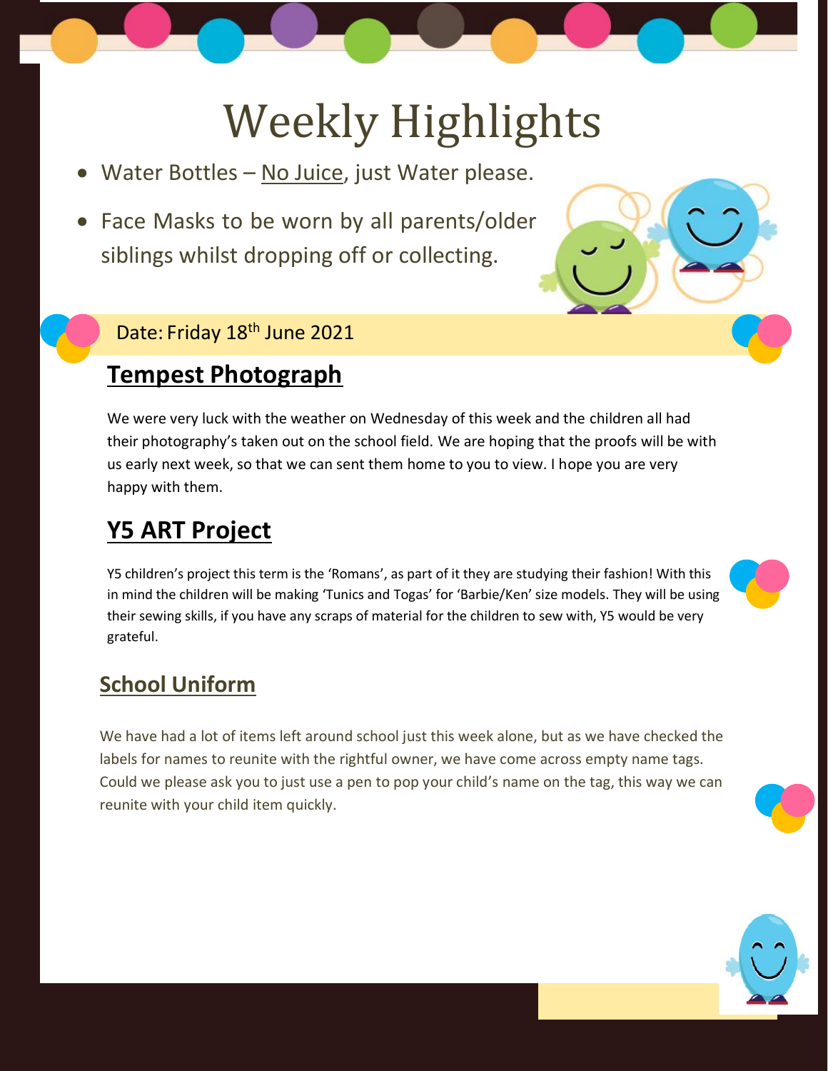# Weekly Highlights

- Water Bottles – No Juice, just Water please.
- Face Masks to be worn by all parents/older siblings whilst dropping off or collecting.

Date: Friday 18th June 2021

## Tempest Photograph

We were very luck with the weather on Wednesday of this week and the children all had their photography's taken out on the school field. We are hoping that the proofs will be with us early next week, so that we can sent them home to you to view. I hope you are very happy with them.

## Y5 ART Project

Y5 children's project this term is the 'Romans', as part of it they are studying their fashion! With this in mind the children will be making 'Tunics and Togas' for 'Barbie/Ken' size models. They will be using their sewing skills, if you have any scraps of material for the children to sew with, Y5 would be very grateful.

## School Uniform

We have had a lot of items left around school just this week alone, but as we have checked the labels for names to reunite with the rightful owner, we have come across empty name tags. Could we please ask you to just use a pen to pop your child's name on the tag, this way we can reunite with your child item quickly.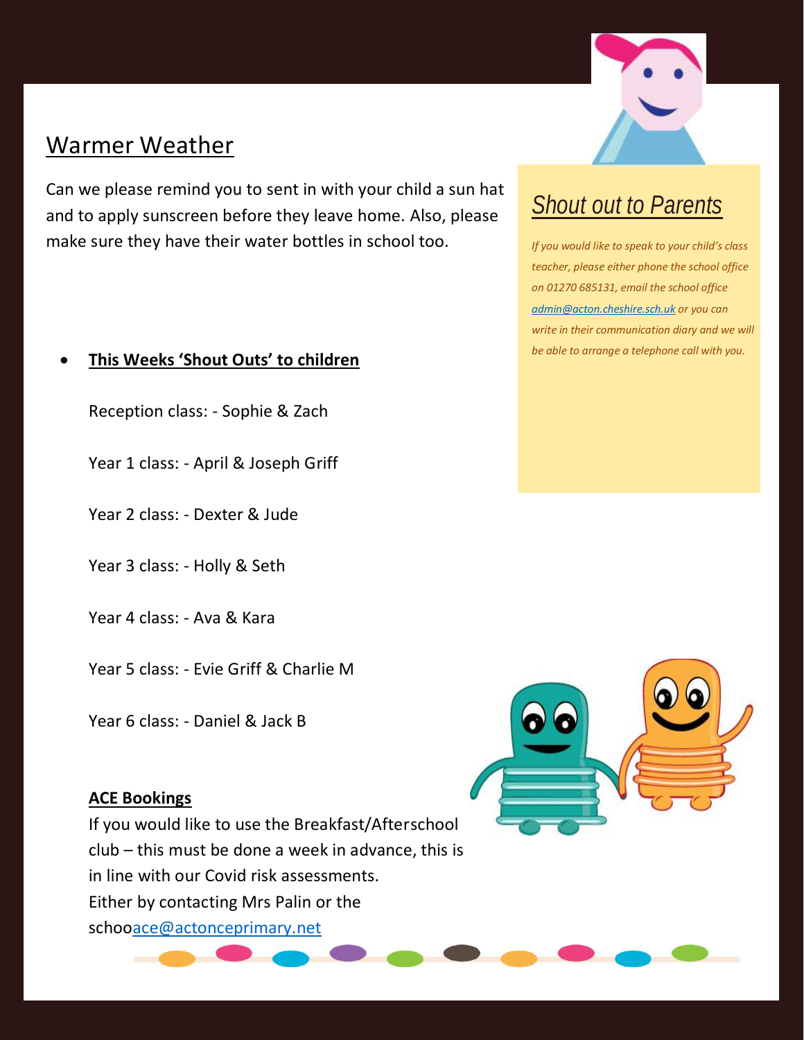## Warmer Weather

Can we please remind you to sent in with your child a sun hat and to apply sunscreen before they leave home. Also, please make sure they have their water bottles in school too.

- **This Weeks 'Shout Outs' to children**

  Reception class: - Sophie & Zach

  Year 1 class: - April & Joseph Griff

  Year 2 class: - Dexter & Jude

  Year 3 class: - Holly & Seth

  Year 4 class: - Ava & Kara

  Year 5 class: - Evie Griff & Charlie M

  Year 6 class: - Daniel & Jack B

  **ACE Bookings**

  If you would like to use the Breakfast/Afterschool club – this must be done a week in advance, this is in line with our Covid risk assessments. Either by contacting Mrs Palin or the schooace@actonceprimary.net

## *Shout out to Parents*

*If you would like to speak to your child's class teacher, please either phone the school office on 01270 685131, email the school office admin@acton.cheshire.sch.uk or you can write in their communication diary and we will be able to arrange a telephone call with you.*